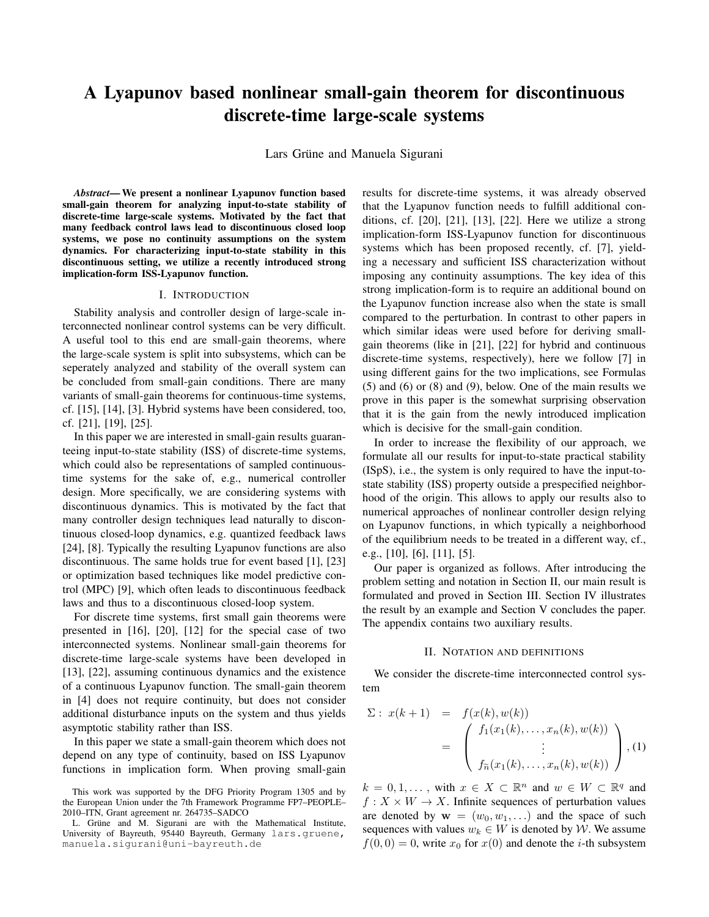# A Lyapunov based nonlinear small-gain theorem for discontinuous discrete-time large-scale systems

Lars Grüne and Manuela Sigurani

***Abstract*— We present a nonlinear Lyapunov function based small-gain theorem for analyzing input-to-state stability of discrete-time large-scale systems. Motivated by the fact that many feedback control laws lead to discontinuous closed loop systems, we pose no continuity assumptions on the system dynamics. For characterizing input-to-state stability in this discontinuous setting, we utilize a recently introduced strong implication-form ISS-Lyapunov function.**

## I. Introduction

Stability analysis and controller design of large-scale interconnected nonlinear control systems can be very difficult. A useful tool to this end are small-gain theorems, where the large-scale system is split into subsystems, which can be seperately analyzed and stability of the overall system can be concluded from small-gain conditions. There are many variants of small-gain theorems for continuous-time systems, cf. [15], [14], [3]. Hybrid systems have been considered, too, cf. [21], [19], [25].

In this paper we are interested in small-gain results guaranteeing input-to-state stability (ISS) of discrete-time systems, which could also be representations of sampled continuous-time systems for the sake of, e.g., numerical controller design. More specifically, we are considering systems with discontinuous dynamics. This is motivated by the fact that many controller design techniques lead naturally to discontinuous closed-loop dynamics, e.g. quantized feedback laws [24], [8]. Typically the resulting Lyapunov functions are also discontinuous. The same holds true for event based [1], [23] or optimization based techniques like model predictive control (MPC) [9], which often leads to discontinuous feedback laws and thus to a discontinuous closed-loop system.

For discrete time systems, first small gain theorems were presented in [16], [20], [12] for the special case of two interconnected systems. Nonlinear small-gain theorems for discrete-time large-scale systems have been developed in [13], [22], assuming continuous dynamics and the existence of a continuous Lyapunov function. The small-gain theorem in [4] does not require continuity, but does not consider additional disturbance inputs on the system and thus yields asymptotic stability rather than ISS.

In this paper we state a small-gain theorem which does not depend on any type of continuity, based on ISS Lyapunov functions in implication form. When proving small-gain results for discrete-time systems, it was already observed that the Lyapunov function needs to fulfill additional conditions, cf. [20], [21], [13], [22]. Here we utilize a strong implication-form ISS-Lyapunov function for discontinuous systems which has been proposed recently, cf. [7], yielding a necessary and sufficient ISS characterization without imposing any continuity assumptions. The key idea of this strong implication-form is to require an additional bound on the Lyapunov function increase also when the state is small compared to the perturbation. In contrast to other papers in which similar ideas were used before for deriving small-gain theorems (like in [21], [22] for hybrid and continuous discrete-time systems, respectively), here we follow [7] in using different gains for the two implications, see Formulas (5) and (6) or (8) and (9), below. One of the main results we prove in this paper is the somewhat surprising observation that it is the gain from the newly introduced implication which is decisive for the small-gain condition.

In order to increase the flexibility of our approach, we formulate all our results for input-to-state practical stability (ISpS), i.e., the system is only required to have the input-to-state stability (ISS) property outside a prespecified neighborhood of the origin. This allows to apply our results also to numerical approaches of nonlinear controller design relying on Lyapunov functions, in which typically a neighborhood of the equilibrium needs to be treated in a different way, cf., e.g., [10], [6], [11], [5].

Our paper is organized as follows. After introducing the problem setting and notation in Section II, our main result is formulated and proved in Section III. Section IV illustrates the result by an example and Section V concludes the paper. The appendix contains two auxiliary results.

## II. Notation and definitions

We consider the discrete-time interconnected control system

$$\Sigma: \ x(k+1) = f(x(k), w(k)) = \begin{pmatrix} f_1(x_1(k), \ldots, x_n(k), w(k)) \\ \vdots \\ f_{\tilde{n}}(x_1(k), \ldots, x_n(k), w(k)) \end{pmatrix}, \quad (1)$$

$k = 0, 1, \ldots$, with $x \in X \subset \mathbb{R}^n$ and $w \in W \subset \mathbb{R}^q$ and $f : X \times W \to X$. Infinite sequences of perturbation values are denoted by $\mathbf{w} = (w_0, w_1, \ldots)$ and the space of such sequences with values $w_k \in W$ is denoted by $\mathcal{W}$. We assume $f(0,0) = 0$, write $x_0$ for $x(0)$ and denote the $i$-th subsystem

This work was supported by the DFG Priority Program 1305 and by the European Union under the 7th Framework Programme FP7–PEOPLE–2010–ITN, Grant agreement nr. 264735–SADCO

L. Grüne and M. Sigurani are with the Mathematical Institute, University of Bayreuth, 95440 Bayreuth, Germany lars.gruene, manuela.sigurani@uni-bayreuth.de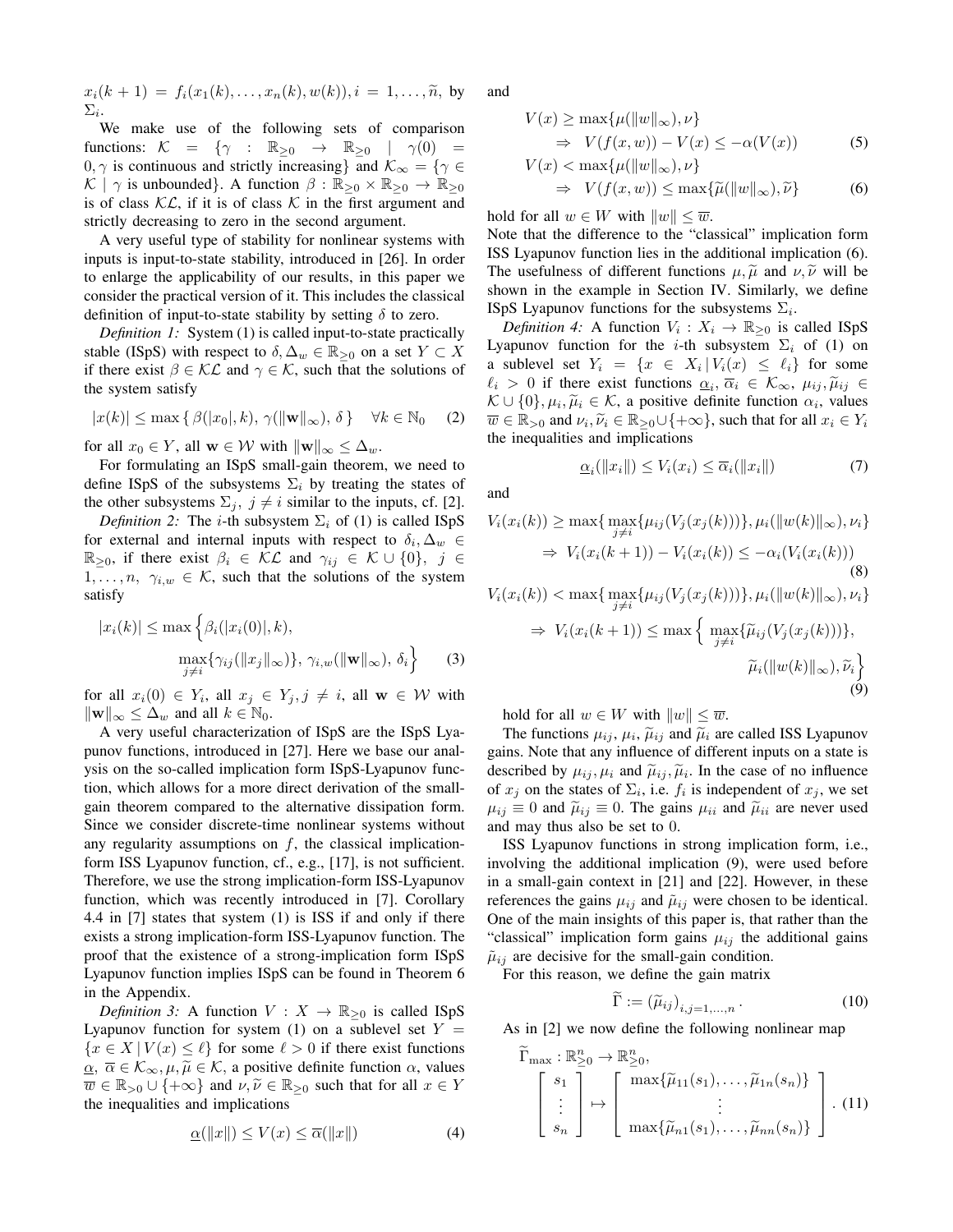$x_i(k+1) = f_i(x_1(k), \ldots, x_n(k), w(k)), i = 1, \ldots, \widetilde{n}$, by $\Sigma_i$.

We make use of the following sets of comparison functions: $\mathcal{K} = \{\gamma : \mathbb{R}_{\geq 0} \to \mathbb{R}_{\geq 0} \mid \gamma(0) = 0, \gamma$ is continuous and strictly increasing$\}$ and $\mathcal{K}_\infty = \{\gamma \in \mathcal{K} \mid \gamma$ is unbounded$\}$. A function $\beta : \mathbb{R}_{\geq 0} \times \mathbb{R}_{\geq 0} \to \mathbb{R}_{\geq 0}$ is of class $\mathcal{KL}$, if it is of class $\mathcal{K}$ in the first argument and strictly decreasing to zero in the second argument.

A very useful type of stability for nonlinear systems with inputs is input-to-state stability, introduced in [26]. In order to enlarge the applicability of our results, in this paper we consider the practical version of it. This includes the classical definition of input-to-state stability by setting $\delta$ to zero.

*Definition 1:* System (1) is called input-to-state practically stable (ISpS) with respect to $\delta, \Delta_w \in \mathbb{R}_{\geq 0}$ on a set $Y \subset X$ if there exist $\beta \in \mathcal{KL}$ and $\gamma \in \mathcal{K}$, such that the solutions of the system satisfy

$$|x(k)| \leq \max\{\, \beta(|x_0|, k),\ \gamma(\|\mathbf{w}\|_\infty),\ \delta \,\} \quad \forall k \in \mathbb{N}_0 \tag{2}$$

for all $x_0 \in Y$, all $\mathbf{w} \in \mathcal{W}$ with $\|\mathbf{w}\|_\infty \leq \Delta_w$.

For formulating an ISpS small-gain theorem, we need to define ISpS of the subsystems $\Sigma_i$ by treating the states of the other subsystems $\Sigma_j$, $j \neq i$ similar to the inputs, cf. [2].

*Definition 2:* The $i$-th subsystem $\Sigma_i$ of (1) is called ISpS for external and internal inputs with respect to $\delta_i, \Delta_w \in \mathbb{R}_{\geq 0}$, if there exist $\beta_i \in \mathcal{KL}$ and $\gamma_{ij} \in \mathcal{K} \cup \{0\}$, $j \in 1, \ldots, n$, $\gamma_{i,w} \in \mathcal{K}$, such that the solutions of the system satisfy

$$|x_i(k)| \leq \max\Big\{\beta_i(|x_i(0)|, k), \max_{j \neq i}\{\gamma_{ij}(\|x_j\|_\infty)\},\ \gamma_{i,w}(\|\mathbf{w}\|_\infty),\ \delta_i\Big\} \tag{3}$$

for all $x_i(0) \in Y_i$, all $x_j \in Y_j, j \neq i$, all $\mathbf{w} \in \mathcal{W}$ with $\|\mathbf{w}\|_\infty \leq \Delta_w$ and all $k \in \mathbb{N}_0$.

A very useful characterization of ISpS are the ISpS Lyapunov functions, introduced in [27]. Here we base our analysis on the so-called implication form ISpS-Lyapunov function, which allows for a more direct derivation of the small-gain theorem compared to the alternative dissipation form. Since we consider discrete-time nonlinear systems without any regularity assumptions on $f$, the classical implication-form ISS Lyapunov function, cf., e.g., [17], is not sufficient. Therefore, we use the strong implication-form ISS-Lyapunov function, which was recently introduced in [7]. Corollary 4.4 in [7] states that system (1) is ISS if and only if there exists a strong implication-form ISS-Lyapunov function. The proof that the existence of a strong-implication form ISpS Lyapunov function implies ISpS can be found in Theorem 6 in the Appendix.

*Definition 3:* A function $V : X \to \mathbb{R}_{\geq 0}$ is called ISpS Lyapunov function for system (1) on a sublevel set $Y = \{x \in X \mid V(x) \leq \ell\}$ for some $\ell > 0$ if there exist functions $\underline{\alpha}, \overline{\alpha} \in \mathcal{K}_\infty, \mu, \widetilde{\mu} \in \mathcal{K}$, a positive definite function $\alpha$, values $\overline{w} \in \mathbb{R}_{>0} \cup \{+\infty\}$ and $\nu, \widetilde{\nu} \in \mathbb{R}_{\geq 0}$ such that for all $x \in Y$ the inequalities and implications

$$\underline{\alpha}(\|x\|) \leq V(x) \leq \overline{\alpha}(\|x\|) \tag{4}$$

and

$$V(x) \geq \max\{\mu(\|w\|_\infty), \nu\} \;\Rightarrow\; V(f(x,w)) - V(x) \leq -\alpha(V(x)) \tag{5}$$

$$V(x) < \max\{\mu(\|w\|_\infty), \nu\} \;\Rightarrow\; V(f(x,w)) \leq \max\{\widetilde{\mu}(\|w\|_\infty), \widetilde{\nu}\} \tag{6}$$

hold for all $w \in W$ with $\|w\| \leq \overline{w}$.

Note that the difference to the "classical" implication form ISS Lyapunov function lies in the additional implication (6). The usefulness of different functions $\mu, \widetilde{\mu}$ and $\nu, \widetilde{\nu}$ will be shown in the example in Section IV. Similarly, we define ISpS Lyapunov functions for the subsystems $\Sigma_i$.

*Definition 4:* A function $V_i : X_i \to \mathbb{R}_{\geq 0}$ is called ISpS Lyapunov function for the $i$-th subsystem $\Sigma_i$ of (1) on a sublevel set $Y_i = \{x \in X_i \mid V_i(x) \leq \ell_i\}$ for some $\ell_i > 0$ if there exist functions $\underline{\alpha}_i, \overline{\alpha}_i \in \mathcal{K}_\infty$, $\mu_{ij}, \widetilde{\mu}_{ij} \in \mathcal{K} \cup \{0\}, \mu_i, \widetilde{\mu}_i \in \mathcal{K}$, a positive definite function $\alpha_i$, values $\overline{w} \in \mathbb{R}_{>0}$ and $\nu_i, \widetilde{\nu}_i \in \mathbb{R}_{\geq 0} \cup \{+\infty\}$, such that for all $x_i \in Y_i$ the inequalities and implications

$$\underline{\alpha}_i(\|x_i\|) \leq V_i(x_i) \leq \overline{\alpha}_i(\|x_i\|) \tag{7}$$

and

$$V_i(x_i(k)) \geq \max\{\max_{j \neq i}\{\mu_{ij}(V_j(x_j(k)))\}, \mu_i(\|w(k)\|_\infty), \nu_i\} \;\Rightarrow\; V_i(x_i(k+1)) - V_i(x_i(k)) \leq -\alpha_i(V_i(x_i(k))) \tag{8}$$

$$V_i(x_i(k)) < \max\{\max_{j \neq i}\{\mu_{ij}(V_j(x_j(k)))\}, \mu_i(\|w(k)\|_\infty), \nu_i\} \;\Rightarrow\; V_i(x_i(k+1)) \leq \max\Big\{\max_{j \neq i}\{\widetilde{\mu}_{ij}(V_j(x_j(k)))\}, \widetilde{\mu}_i(\|w(k)\|_\infty), \widetilde{\nu}_i\Big\} \tag{9}$$

hold for all $w \in W$ with $\|w\| \leq \overline{w}$.

The functions $\mu_{ij}$, $\mu_i$, $\widetilde{\mu}_{ij}$ and $\widetilde{\mu}_i$ are called ISS Lyapunov gains. Note that any influence of different inputs on a state is described by $\mu_{ij}, \mu_i$ and $\widetilde{\mu}_{ij}, \widetilde{\mu}_i$. In the case of no influence of $x_j$ on the states of $\Sigma_i$, i.e. $f_i$ is independent of $x_j$, we set $\mu_{ij} \equiv 0$ and $\widetilde{\mu}_{ij} \equiv 0$. The gains $\mu_{ii}$ and $\widetilde{\mu}_{ii}$ are never used and may thus also be set to 0.

ISS Lyapunov functions in strong implication form, i.e., involving the additional implication (9), were used before in a small-gain context in [21] and [22]. However, in these references the gains $\mu_{ij}$ and $\tilde{\mu}_{ij}$ were chosen to be identical. One of the main insights of this paper is, that rather than the "classical" implication form gains $\mu_{ij}$ the additional gains $\tilde{\mu}_{ij}$ are decisive for the small-gain condition.

For this reason, we define the gain matrix

$$\widetilde{\Gamma} := (\widetilde{\mu}_{ij})_{i,j=1,\ldots,n}. \tag{10}$$

As in [2] we now define the following nonlinear map

$$\widetilde{\Gamma}_{\max} : \mathbb{R}^n_{\geq 0} \to \mathbb{R}^n_{\geq 0}, \quad \begin{bmatrix} s_1 \\ \vdots \\ s_n \end{bmatrix} \mapsto \begin{bmatrix} \max\{\widetilde{\mu}_{11}(s_1), \ldots, \widetilde{\mu}_{1n}(s_n)\} \\ \vdots \\ \max\{\widetilde{\mu}_{n1}(s_1), \ldots, \widetilde{\mu}_{nn}(s_n)\} \end{bmatrix}. \tag{11}$$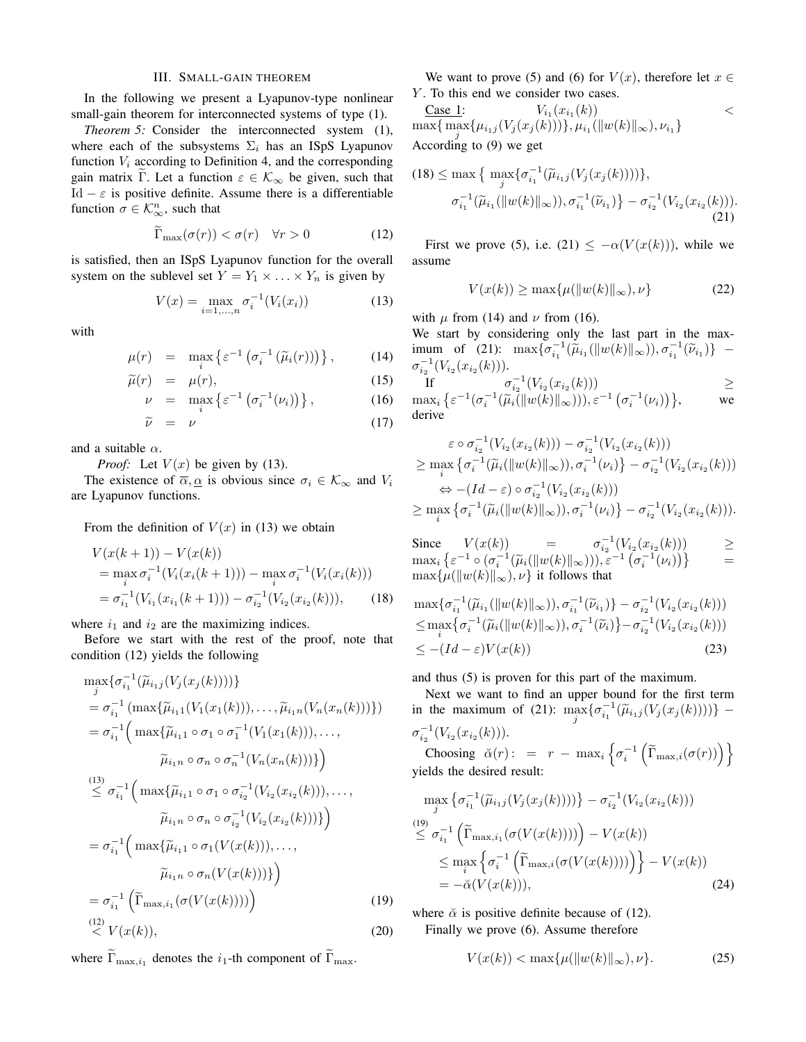## III. Small-gain theorem

In the following we present a Lyapunov-type nonlinear small-gain theorem for interconnected systems of type (1).

*Theorem 5:* Consider the interconnected system (1), where each of the subsystems $\Sigma_i$ has an ISpS Lyapunov function $V_i$ according to Definition 4, and the corresponding gain matrix $\widetilde{\Gamma}$. Let a function $\varepsilon \in \mathcal{K}_\infty$ be given, such that $\mathrm{Id} - \varepsilon$ is positive definite. Assume there is a differentiable function $\sigma \in \mathcal{K}_\infty^n$, such that

$$\widetilde{\Gamma}_{\max}(\sigma(r)) < \sigma(r) \quad \forall r > 0 \tag{12}$$

is satisfied, then an ISpS Lyapunov function for the overall system on the sublevel set $Y = Y_1 \times \ldots \times Y_n$ is given by

$$V(x) = \max_{i=1,\ldots,n} \sigma_i^{-1}(V_i(x_i)) \tag{13}$$

with

$$\begin{aligned}
\mu(r) &= \max_i \left\{ \varepsilon^{-1}\left( \sigma_i^{-1}\left( \widetilde{\mu}_i(r) \right) \right) \right\}, & (14)\\
\widetilde{\mu}(r) &= \mu(r), & (15)\\
\nu &= \max_i \left\{ \varepsilon^{-1}\left( \sigma_i^{-1}(\nu_i) \right) \right\}, & (16)\\
\widetilde{\nu} &= \nu & (17)
\end{aligned}$$

and a suitable $\alpha$.

*Proof:* Let $V(x)$ be given by (13).

The existence of $\overline{\alpha}, \underline{\alpha}$ is obvious since $\sigma_i \in \mathcal{K}_\infty$ and $V_i$ are Lyapunov functions.

From the definition of $V(x)$ in (13) we obtain

$$\begin{aligned}
&V(x(k+1)) - V(x(k))\\
&= \max_i \sigma_i^{-1}(V_i(x_i(k+1))) - \max_i \sigma_i^{-1}(V_i(x_i(k)))\\
&= \sigma_{i_1}^{-1}(V_{i_1}(x_{i_1}(k+1))) - \sigma_{i_2}^{-1}(V_{i_2}(x_{i_2}(k))), \qquad (18)
\end{aligned}$$

where $i_1$ and $i_2$ are the maximizing indices.

Before we start with the rest of the proof, note that condition (12) yields the following

$$\begin{aligned}
&\max_j \{\sigma_{i_1}^{-1}(\widetilde{\mu}_{i_1 j}(V_j(x_j(k))))\}\\
&= \sigma_{i_1}^{-1}\left( \max\{\widetilde{\mu}_{i_1 1}(V_1(x_1(k))), \ldots, \widetilde{\mu}_{i_1 n}(V_n(x_n(k)))\} \right)\\
&= \sigma_{i_1}^{-1}\Big( \max\{\widetilde{\mu}_{i_1 1} \circ \sigma_1 \circ \sigma_1^{-1}(V_1(x_1(k))), \ldots,\\
&\qquad \widetilde{\mu}_{i_1 n} \circ \sigma_n \circ \sigma_n^{-1}(V_n(x_n(k)))\}\Big)\\
&\overset{(13)}{\leq} \sigma_{i_1}^{-1}\Big( \max\{\widetilde{\mu}_{i_1 1} \circ \sigma_1 \circ \sigma_{i_2}^{-1}(V_{i_2}(x_{i_2}(k))), \ldots,\\
&\qquad \widetilde{\mu}_{i_1 n} \circ \sigma_n \circ \sigma_{i_2}^{-1}(V_{i_2}(x_{i_2}(k)))\}\Big)\\
&= \sigma_{i_1}^{-1}\Big( \max\{\widetilde{\mu}_{i_1 1} \circ \sigma_1(V(x(k))), \ldots,\\
&\qquad \widetilde{\mu}_{i_1 n} \circ \sigma_n(V(x(k)))\}\Big)\\
&= \sigma_{i_1}^{-1}\left( \widetilde{\Gamma}_{\max, i_1}(\sigma(V(x(k)))) \right) \qquad (19)\\
&\overset{(12)}{<} V(x(k)), \qquad (20)
\end{aligned}$$

where $\widetilde{\Gamma}_{\max, i_1}$ denotes the $i_1$-th component of $\widetilde{\Gamma}_{\max}$.

We want to prove (5) and (6) for $V(x)$, therefore let $x \in Y$. To this end we consider two cases.

<u>Case 1</u>: $V_{i_1}(x_{i_1}(k)) < \max\{ \max_j\{\mu_{i_1 j}(V_j(x_j(k)))\}, \mu_{i_1}(\|w(k)\|_\infty), \nu_{i_1}\}$

According to (9) we get

$$\begin{aligned}
(18) \leq \max\big\{ &\max_j\{\sigma_{i_1}^{-1}(\widetilde{\mu}_{i_1 j}(V_j(x_j(k))))\},\\
&\sigma_{i_1}^{-1}(\widetilde{\mu}_{i_1}(\|w(k)\|_\infty)), \sigma_{i_1}^{-1}(\widetilde{\nu}_{i_1})\big\} - \sigma_{i_2}^{-1}(V_{i_2}(x_{i_2}(k))). \qquad (21)
\end{aligned}$$

First we prove (5), i.e. (21) $\leq -\alpha(V(x(k)))$, while we assume

$$V(x(k)) \geq \max\{\mu(\|w(k)\|_\infty), \nu\} \tag{22}$$

with $\mu$ from (14) and $\nu$ from (16).

We start by considering only the last part in the maximum of (21): $\max\{\sigma_{i_1}^{-1}(\widetilde{\mu}_{i_1}(\|w(k)\|_\infty)), \sigma_{i_1}^{-1}(\widetilde{\nu}_{i_1})\} - \sigma_{i_2}^{-1}(V_{i_2}(x_{i_2}(k)))$.

If $\sigma_{i_2}^{-1}(V_{i_2}(x_{i_2}(k))) \geq \max_i\left\{\varepsilon^{-1}(\sigma_i^{-1}(\widetilde{\mu}_i(\|w(k)\|_\infty))), \varepsilon^{-1}\left(\sigma_i^{-1}(\nu_i)\right)\right\}$, we derive

$$\begin{aligned}
&\varepsilon \circ \sigma_{i_2}^{-1}(V_{i_2}(x_{i_2}(k))) - \sigma_{i_2}^{-1}(V_{i_2}(x_{i_2}(k)))\\
&\geq \max_i\left\{\sigma_i^{-1}(\widetilde{\mu}_i(\|w(k)\|_\infty)), \sigma_i^{-1}(\nu_i)\right\} - \sigma_{i_2}^{-1}(V_{i_2}(x_{i_2}(k)))\\
&\quad\Leftrightarrow -(Id - \varepsilon) \circ \sigma_{i_2}^{-1}(V_{i_2}(x_{i_2}(k)))\\
&\geq \max_i\left\{\sigma_i^{-1}(\widetilde{\mu}_i(\|w(k)\|_\infty)), \sigma_i^{-1}(\nu_i)\right\} - \sigma_{i_2}^{-1}(V_{i_2}(x_{i_2}(k))).
\end{aligned}$$

Since $V(x(k)) = \sigma_{i_2}^{-1}(V_{i_2}(x_{i_2}(k))) \geq \max_i\left\{\varepsilon^{-1} \circ (\sigma_i^{-1}(\widetilde{\mu}_i(\|w(k)\|_\infty))), \varepsilon^{-1}\left(\sigma_i^{-1}(\nu_i)\right)\right\} = \max\{\mu(\|w(k)\|_\infty), \nu\}$ it follows that

$$\begin{aligned}
&\max\{\sigma_{i_1}^{-1}(\widetilde{\mu}_{i_1}(\|w(k)\|_\infty)), \sigma_{i_1}^{-1}(\widetilde{\nu}_{i_1})\} - \sigma_{i_2}^{-1}(V_{i_2}(x_{i_2}(k)))\\
&\leq \max_i\left\{\sigma_i^{-1}(\widetilde{\mu}_i(\|w(k)\|_\infty)), \sigma_i^{-1}(\widetilde{\nu}_i)\right\} - \sigma_{i_2}^{-1}(V_{i_2}(x_{i_2}(k)))\\
&\leq -(Id - \varepsilon)V(x(k)) \qquad (23)
\end{aligned}$$

and thus (5) is proven for this part of the maximum.

Next we want to find an upper bound for the first term in the maximum of (21): $\max_j\{\sigma_{i_1}^{-1}(\widetilde{\mu}_{i_1 j}(V_j(x_j(k))))\} - \sigma_{i_2}^{-1}(V_{i_2}(x_{i_2}(k)))$.

Choosing $\breve{\alpha}(r) := r - \max_i\left\{\sigma_i^{-1}\left(\widetilde{\Gamma}_{\max,i}(\sigma(r))\right)\right\}$ yields the desired result:

$$\begin{aligned}
&\max_j\left\{\sigma_{i_1}^{-1}(\widetilde{\mu}_{i_1 j}(V_j(x_j(k))))\right\} - \sigma_{i_2}^{-1}(V_{i_2}(x_{i_2}(k)))\\
&\overset{(19)}{\leq} \sigma_{i_1}^{-1}\left(\widetilde{\Gamma}_{\max, i_1}(\sigma(V(x(k))))\right) - V(x(k))\\
&\quad \leq \max_i\left\{\sigma_i^{-1}\left(\widetilde{\Gamma}_{\max,i}(\sigma(V(x(k))))\right)\right\} - V(x(k))\\
&\quad = -\breve{\alpha}(V(x(k))), \qquad (24)
\end{aligned}$$

where $\breve{\alpha}$ is positive definite because of (12).

Finally we prove (6). Assume therefore

$$V(x(k)) < \max\{\mu(\|w(k)\|_\infty), \nu\}. \tag{25}$$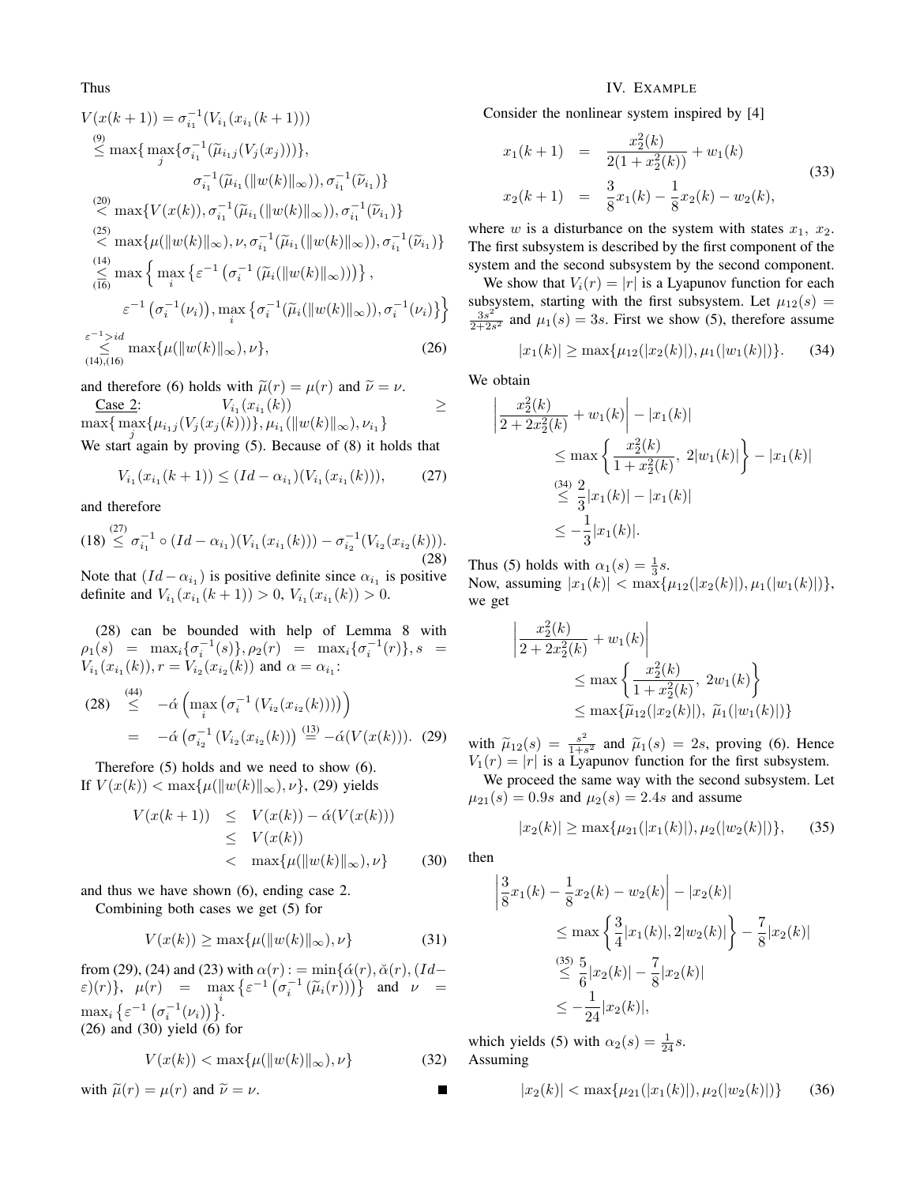Thus

$$
\begin{aligned}
V(x(k+1)) &= \sigma_{i_1}^{-1}(V_{i_1}(x_{i_1}(k+1))) \\
&\overset{(9)}{\leq} \max\{\max_j\{\sigma_{i_1}^{-1}(\widetilde{\mu}_{i_1 j}(V_j(x_j)))\}, \\
&\qquad \sigma_{i_1}^{-1}(\widetilde{\mu}_{i_1}(\|w(k)\|_\infty)), \sigma_{i_1}^{-1}(\widetilde{\nu}_{i_1})\} \\
&\overset{(20)}{<} \max\{V(x(k)), \sigma_{i_1}^{-1}(\widetilde{\mu}_{i_1}(\|w(k)\|_\infty)), \sigma_{i_1}^{-1}(\widetilde{\nu}_{i_1})\} \\
&\overset{(25)}{<} \max\{\mu(\|w(k)\|_\infty), \nu, \sigma_{i_1}^{-1}(\widetilde{\mu}_{i_1}(\|w(k)\|_\infty)), \sigma_{i_1}^{-1}(\widetilde{\nu}_{i_1})\} \\
&\underset{(16)}{\overset{(14)}{\leq}} \max\Big\{\max_i\left\{\varepsilon^{-1}\left(\sigma_i^{-1}\left(\widetilde{\mu}_i(\|w(k)\|_\infty)\right)\right)\right\}, \\
&\qquad \varepsilon^{-1}\left(\sigma_i^{-1}(\nu_i)\right), \max_i\left\{\sigma_i^{-1}(\widetilde{\mu}_i(\|w(k)\|_\infty)), \sigma_i^{-1}(\nu_i)\right\}\Big\} \\
&\underset{(14),(16)}{\overset{\varepsilon^{-1}>id}{\leq}} \max\{\mu(\|w(k)\|_\infty), \nu\},
\end{aligned} \tag{26}
$$

and therefore (6) holds with $\widetilde{\mu}(r) = \mu(r)$ and $\widetilde{\nu} = \nu$.

Case 2: $V_{i_1}(x_{i_1}(k)) \geq \max\{\max_j\{\mu_{i_1 j}(V_j(x_j(k)))\}, \mu_{i_1}(\|w(k)\|_\infty), \nu_{i_1}\}$

We start again by proving (5). Because of (8) it holds that

$$
V_{i_1}(x_{i_1}(k+1)) \leq (Id - \alpha_{i_1})(V_{i_1}(x_{i_1}(k))), \tag{27}
$$

and therefore

$$
(18) \overset{(27)}{\leq} \sigma_{i_1}^{-1} \circ (Id - \alpha_{i_1})(V_{i_1}(x_{i_1}(k))) - \sigma_{i_2}^{-1}(V_{i_2}(x_{i_2}(k))). \tag{28}
$$

Note that $(Id - \alpha_{i_1})$ is positive definite since $\alpha_{i_1}$ is positive definite and $V_{i_1}(x_{i_1}(k+1)) > 0$, $V_{i_1}(x_{i_1}(k)) > 0$.

(28) can be bounded with help of Lemma 8 with $\rho_1(s) = \max_i\{\sigma_i^{-1}(s)\}, \rho_2(r) = \max_i\{\sigma_i^{-1}(r)\}, s = V_{i_1}(x_{i_1}(k)), r = V_{i_2}(x_{i_2}(k))$ and $\alpha = \alpha_{i_1}$:

$$
\begin{aligned}
(28) &\overset{(44)}{\leq} -\acute{\alpha}\left(\max_i\left(\sigma_i^{-1}\left(V_{i_2}(x_{i_2}(k))\right)\right)\right) \\
&= -\acute{\alpha}\left(\sigma_{i_2}^{-1}\left(V_{i_2}(x_{i_2}(k))\right)\right) \overset{(13)}{=} -\acute{\alpha}(V(x(k))).
\end{aligned} \tag{29}
$$

Therefore (5) holds and we need to show (6).
If $V(x(k)) < \max\{\mu(\|w(k)\|_\infty), \nu\}$, (29) yields

$$
\begin{aligned}
V(x(k+1)) &\leq V(x(k)) - \acute{\alpha}(V(x(k))) \\
&\leq V(x(k)) \\
&< \max\{\mu(\|w(k)\|_\infty), \nu\}
\end{aligned} \tag{30}
$$

and thus we have shown (6), ending case 2.

Combining both cases we get (5) for

$$
V(x(k)) \geq \max\{\mu(\|w(k)\|_\infty), \nu\} \tag{31}
$$

from (29), (24) and (23) with $\alpha(r) := \min\{\acute{\alpha}(r), \breve{\alpha}(r), (Id - \varepsilon)(r)\}$, $\mu(r) = \max_i\left\{\varepsilon^{-1}\left(\sigma_i^{-1}\left(\widetilde{\mu}_i(r)\right)\right)\right\}$ and $\nu = \max_i\left\{\varepsilon^{-1}\left(\sigma_i^{-1}(\nu_i)\right)\right\}$.
(26) and (30) yield (6) for

$$
V(x(k)) < \max\{\mu(\|w(k)\|_\infty), \nu\} \tag{32}
$$

with $\widetilde{\mu}(r) = \mu(r)$ and $\widetilde{\nu} = \nu$. ∎

## IV. Example

Consider the nonlinear system inspired by [4]

$$
\begin{aligned}
x_1(k+1) &= \frac{x_2^2(k)}{2(1 + x_2^2(k))} + w_1(k) \\
x_2(k+1) &= \frac{3}{8}x_1(k) - \frac{1}{8}x_2(k) - w_2(k),
\end{aligned} \tag{33}
$$

where $w$ is a disturbance on the system with states $x_1$, $x_2$. The first subsystem is described by the first component of the system and the second subsystem by the second component.

We show that $V_i(r) = |r|$ is a Lyapunov function for each subsystem, starting with the first subsystem. Let $\mu_{12}(s) = \frac{3s^2}{2+2s^2}$ and $\mu_1(s) = 3s$. First we show (5), therefore assume

$$
|x_1(k)| \geq \max\{\mu_{12}(|x_2(k)|), \mu_1(|w_1(k)|)\}. \tag{34}
$$

We obtain

$$
\begin{aligned}
&\left|\frac{x_2^2(k)}{2 + 2x_2^2(k)} + w_1(k)\right| - |x_1(k)| \\
&\qquad \leq \max\left\{\frac{x_2^2(k)}{1 + x_2^2(k)},\ 2|w_1(k)|\right\} - |x_1(k)| \\
&\qquad \overset{(34)}{\leq} \frac{2}{3}|x_1(k)| - |x_1(k)| \\
&\qquad \leq -\frac{1}{3}|x_1(k)|.
\end{aligned}
$$

Thus (5) holds with $\alpha_1(s) = \frac{1}{3}s$.
Now, assuming $|x_1(k)| < \max\{\mu_{12}(|x_2(k)|), \mu_1(|w_1(k)|)\}$, we get

$$
\begin{aligned}
&\left|\frac{x_2^2(k)}{2 + 2x_2^2(k)} + w_1(k)\right| \\
&\qquad \leq \max\left\{\frac{x_2^2(k)}{1 + x_2^2(k)},\ 2w_1(k)\right\} \\
&\qquad \leq \max\{\widetilde{\mu}_{12}(|x_2(k)|),\ \widetilde{\mu}_1(|w_1(k)|)\}
\end{aligned}
$$

with $\widetilde{\mu}_{12}(s) = \frac{s^2}{1+s^2}$ and $\widetilde{\mu}_1(s) = 2s$, proving (6). Hence $V_1(r) = |r|$ is a Lyapunov function for the first subsystem.

We proceed the same way with the second subsystem. Let $\mu_{21}(s) = 0.9s$ and $\mu_2(s) = 2.4s$ and assume

$$
|x_2(k)| \geq \max\{\mu_{21}(|x_1(k)|), \mu_2(|w_2(k)|)\}, \tag{35}
$$

then

$$
\begin{aligned}
&\left|\frac{3}{8}x_1(k) - \frac{1}{8}x_2(k) - w_2(k)\right| - |x_2(k)| \\
&\qquad \leq \max\left\{\frac{3}{4}|x_1(k)|, 2|w_2(k)|\right\} - \frac{7}{8}|x_2(k)| \\
&\qquad \overset{(35)}{\leq} \frac{5}{6}|x_2(k)| - \frac{7}{8}|x_2(k)| \\
&\qquad \leq -\frac{1}{24}|x_2(k)|,
\end{aligned}
$$

which yields (5) with $\alpha_2(s) = \frac{1}{24}s$.
Assuming

$$
|x_2(k)| < \max\{\mu_{21}(|x_1(k)|), \mu_2(|w_2(k)|)\} \tag{36}
$$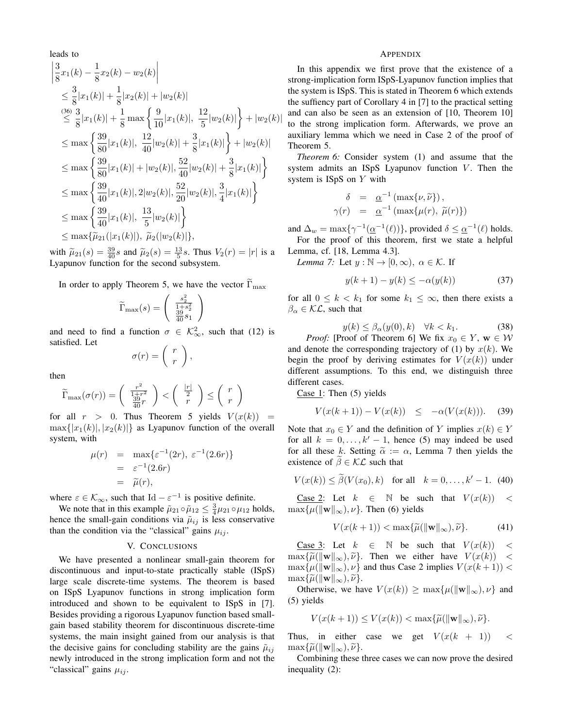leads to

$$
\begin{aligned}
&\left|\frac{3}{8}x_1(k) - \frac{1}{8}x_2(k) - w_2(k)\right| \\
&\leq \frac{3}{8}|x_1(k)| + \frac{1}{8}|x_2(k)| + |w_2(k)| \\
&\overset{(36)}{\leq} \frac{3}{8}|x_1(k)| + \frac{1}{8}\max\left\{\frac{9}{10}|x_1(k)|,\ \frac{12}{5}|w_2(k)|\right\} + |w_2(k)| \\
&\leq \max\left\{\frac{39}{80}|x_1(k)|,\ \frac{12}{40}|w_2(k)| + \frac{3}{8}|x_1(k)|\right\} + |w_2(k)| \\
&\leq \max\left\{\frac{39}{80}|x_1(k)| + |w_2(k)|, \frac{52}{40}|w_2(k)| + \frac{3}{8}|x_1(k)|\right\} \\
&\leq \max\left\{\frac{39}{40}|x_1(k)|, 2|w_2(k)|, \frac{52}{20}|w_2(k)|, \frac{3}{4}|x_1(k)|\right\} \\
&\leq \max\left\{\frac{39}{40}|x_1(k)|,\ \frac{13}{5}|w_2(k)|\right\} \\
&\leq \max\{\widetilde{\mu}_{21}(|x_1(k)|),\ \widetilde{\mu}_2(|w_2(k)|\},
\end{aligned}
$$

with $\widetilde{\mu}_{21}(s) = \frac{39}{40}s$ and $\widetilde{\mu}_2(s) = \frac{13}{5}s$. Thus $V_2(r) = |r|$ is a Lyapunov function for the second subsystem.

In order to apply Theorem 5, we have the vector $\widetilde{\Gamma}_{\max}$

$$
\widetilde{\Gamma}_{\max}(s) = \begin{pmatrix} \frac{s_2^2}{1+s_2^2} \\ \frac{39}{40}s_1 \end{pmatrix}
$$

and need to find a function $\sigma \in \mathcal{K}_\infty^2$, such that (12) is satisfied. Let

$$
\sigma(r) = \begin{pmatrix} r \\ r \end{pmatrix},
$$

then

$$
\widetilde{\Gamma}_{\max}(\sigma(r)) = \begin{pmatrix} \frac{r^2}{1+r^2} \\ \frac{39}{40}r \end{pmatrix} < \begin{pmatrix} \frac{|r|}{2} \\ r \end{pmatrix} \leq \begin{pmatrix} r \\ r \end{pmatrix}
$$

for all $r > 0$. Thus Theorem 5 yields $V(x(k)) = \max\{|x_1(k)|, |x_2(k)|\}$ as Lyapunov function of the overall system, with

$$
\begin{aligned}
\mu(r) &= \max\{\varepsilon^{-1}(2r),\ \varepsilon^{-1}(2.6r)\} \\
&= \varepsilon^{-1}(2.6r) \\
&= \widetilde{\mu}(r),
\end{aligned}
$$

where $\varepsilon \in \mathcal{K}_\infty$, such that $\mathrm{Id} - \varepsilon^{-1}$ is positive definite.

We note that in this example $\tilde{\mu}_{21} \circ \tilde{\mu}_{12} \leq \frac{3}{4}\mu_{21} \circ \mu_{12}$ holds, hence the small-gain conditions via $\tilde{\mu}_{ij}$ is less conservative than the condition via the "classical" gains $\mu_{ij}$.

## V. Conclusions

We have presented a nonlinear small-gain theorem for discontinuous and input-to-state practically stable (ISpS) large scale discrete-time systems. The theorem is based on ISpS Lyapunov functions in strong implication form introduced and shown to be equivalent to ISpS in [7]. Besides providing a rigorous Lyapunov function based small-gain based stability theorem for discontinuous discrete-time systems, the main insight gained from our analysis is that the decisive gains for concluding stability are the gains $\tilde{\mu}_{ij}$ newly introduced in the strong implication form and not the "classical" gains $\mu_{ij}$.

## Appendix

In this appendix we first prove that the existence of a strong-implication form ISpS-Lyapunov function implies that the system is ISpS. This is stated in Theorem 6 which extends the suffiency part of Corollary 4 in [7] to the practical setting and can also be seen as an extension of [10, Theorem 10] to the strong implication form. Afterwards, we prove an auxiliary lemma which we need in Case 2 of the proof of Theorem 5.

*Theorem 6:* Consider system (1) and assume that the system admits an ISpS Lyapunov function $V$. Then the system is ISpS on $Y$ with

$$
\begin{aligned}
\delta &= \underline{\alpha}^{-1}\left(\max\{\nu, \widetilde{\nu}\}\right), \\
\gamma(r) &= \underline{\alpha}^{-1}\left(\max\{\mu(r),\ \widetilde{\mu}(r)\}\right)
\end{aligned}
$$

and $\Delta_w = \max\{\gamma^{-1}(\underline{\alpha}^{-1}(\ell))\}$, provided $\delta \leq \underline{\alpha}^{-1}(\ell)$ holds.

For the proof of this theorem, first we state a helpful Lemma, cf. [18, Lemma 4.3].

*Lemma 7:* Let $y : \mathbb{N} \to [0, \infty),\ \alpha \in \mathcal{K}$. If

$$
y(k+1) - y(k) \leq -\alpha(y(k)) \tag{37}
$$

for all $0 \leq k < k_1$ for some $k_1 \leq \infty$, then there exists a $\beta_\alpha \in \mathcal{KL}$, such that

$$
y(k) \leq \beta_\alpha(y(0), k) \quad \forall k < k_1. \tag{38}
$$

*Proof:* [Proof of Theorem 6] We fix $x_0 \in Y$, $\mathbf{w} \in \mathcal{W}$ and denote the corresponding trajectory of (1) by $x(k)$. We begin the proof by deriving estimates for $V(x(k))$ under different assumptions. To this end, we distinguish three different cases.

Case 1: Then (5) yields

$$
V(x(k+1)) - V(x(k)) \quad \leq \quad -\alpha(V(x(k))). \tag{39}
$$

Note that $x_0 \in Y$ and the definition of $Y$ implies $x(k) \in Y$ for all $k = 0, \ldots, k' - 1$, hence (5) may indeed be used for all these $k$. Setting $\widetilde{\alpha} := \alpha$, Lemma 7 then yields the existence of $\widetilde{\beta} \in \mathcal{KL}$ such that

$$
V(x(k)) \leq \widetilde{\beta}(V(x_0), k) \quad \text{for all} \quad k = 0, \ldots, k' - 1. \tag{40}
$$

Case 2: Let $k \in \mathbb{N}$ be such that $V(x(k)) < \max\{\mu(\|\mathbf{w}\|_\infty), \nu\}$. Then (6) yields

$$
V(x(k+1)) < \max\{\widetilde{\mu}(\|\mathbf{w}\|_\infty), \widetilde{\nu}\}. \tag{41}
$$

Case 3: Let $k \in \mathbb{N}$ be such that $V(x(k)) < \max\{\widetilde{\mu}(\|\mathbf{w}\|_\infty), \widetilde{\nu}\}$. Then we either have $V(x(k)) < \max\{\mu(\|\mathbf{w}\|_\infty), \nu\}$ and thus Case 2 implies $V(x(k+1)) < \max\{\widetilde{\mu}(\|\mathbf{w}\|_\infty), \widetilde{\nu}\}$.

Otherwise, we have $V(x(k)) \geq \max\{\mu(\|\mathbf{w}\|_\infty), \nu\}$ and (5) yields

$$
V(x(k+1)) \leq V(x(k)) < \max\{\widetilde{\mu}(\|\mathbf{w}\|_\infty), \widetilde{\nu}\}.
$$

Thus, in either case we get $V(x(k+1)) < \max\{\widetilde{\mu}(\|\mathbf{w}\|_\infty), \widetilde{\nu}\}$.

Combining these three cases we can now prove the desired inequality (2):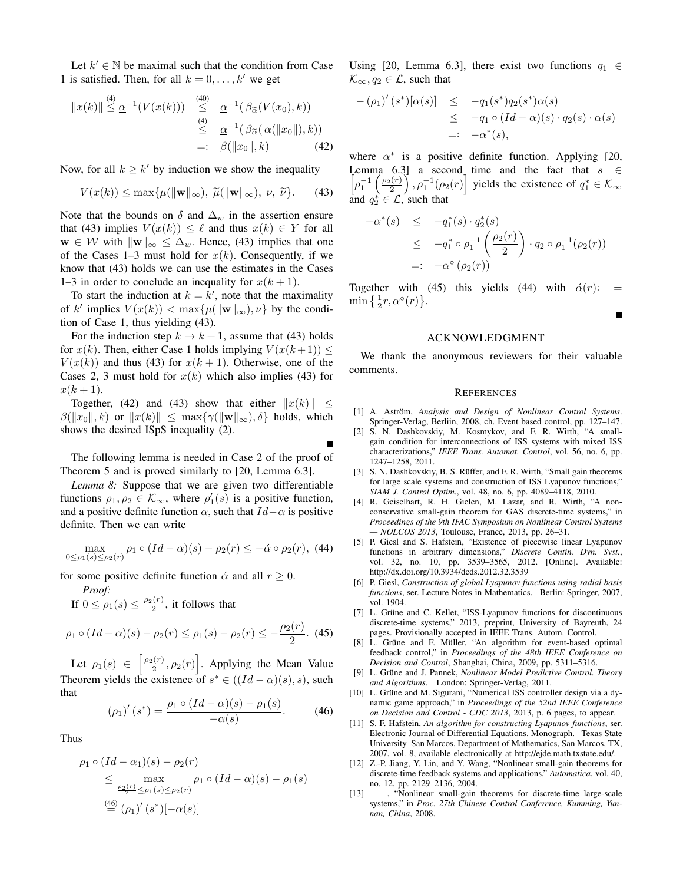Let $k' \in \mathbb{N}$ be maximal such that the condition from Case 1 is satisfied. Then, for all $k = 0, \ldots, k'$ we get

$$
\begin{aligned}
\|x(k)\| \overset{(4)}{\leq} \underline{\alpha}^{-1}(V(x(k))) &\overset{(40)}{\leq} \underline{\alpha}^{-1}(\,\beta_{\widetilde{\alpha}}(V(x_0), k)) \\
&\overset{(4)}{\leq} \underline{\alpha}^{-1}(\,\beta_{\widetilde{\alpha}}(\,\overline{\alpha}(\|x_0\|), k)) \\
&=: \beta(\|x_0\|, k) \qquad (42)
\end{aligned}
$$

Now, for all $k \geq k'$ by induction we show the inequality

$$
V(x(k)) \leq \max\{\mu(\|\mathbf{w}\|_\infty),\ \widetilde{\mu}(\|\mathbf{w}\|_\infty),\ \nu,\ \widetilde{\nu}\}. \qquad (43)
$$

Note that the bounds on $\delta$ and $\Delta_w$ in the assertion ensure that (43) implies $V(x(k)) \leq \ell$ and thus $x(k) \in Y$ for all $\mathbf{w} \in \mathcal{W}$ with $\|\mathbf{w}\|_\infty \leq \Delta_w$. Hence, (43) implies that one of the Cases 1–3 must hold for $x(k)$. Consequently, if we know that (43) holds we can use the estimates in the Cases 1–3 in order to conclude an inequality for $x(k+1)$.

To start the induction at $k = k'$, note that the maximality of $k'$ implies $V(x(k)) < \max\{\mu(\|\mathbf{w}\|_\infty), \nu\}$ by the condition of Case 1, thus yielding (43).

For the induction step $k \to k+1$, assume that (43) holds for $x(k)$. Then, either Case 1 holds implying $V(x(k+1)) \leq V(x(k))$ and thus (43) for $x(k+1)$. Otherwise, one of the Cases 2, 3 must hold for $x(k)$ which also implies (43) for $x(k+1)$.

Together, (42) and (43) show that either $\|x(k)\| \leq \beta(\|x_0\|, k)$ or $\|x(k)\| \leq \max\{\gamma(\|\mathbf{w}\|_\infty), \delta\}$ holds, which shows the desired ISpS inequality (2). ∎

The following lemma is needed in Case 2 of the proof of Theorem 5 and is proved similarly to [20, Lemma 6.3].

*Lemma 8:* Suppose that we are given two differentiable functions $\rho_1, \rho_2 \in \mathcal{K}_\infty$, where $\rho_1'(s)$ is a positive function, and a positive definite function $\alpha$, such that $Id - \alpha$ is positive definite. Then we can write

$$
\max_{0 \leq \rho_1(s) \leq \rho_2(r)} \rho_1 \circ (Id - \alpha)(s) - \rho_2(r) \leq -\acute{\alpha} \circ \rho_2(r), \quad (44)
$$

for some positive definite function $\acute{\alpha}$ and all $r \geq 0$.

*Proof:*

If $0 \leq \rho_1(s) \leq \frac{\rho_2(r)}{2}$, it follows that

$$
\rho_1 \circ (Id - \alpha)(s) - \rho_2(r) \leq \rho_1(s) - \rho_2(r) \leq -\frac{\rho_2(r)}{2}. \quad (45)
$$

Let $\rho_1(s) \in \left[\frac{\rho_2(r)}{2}, \rho_2(r)\right]$. Applying the Mean Value Theorem yields the existence of $s^* \in ((Id - \alpha)(s), s)$, such that

$$
(\rho_1)'(s^*) = \frac{\rho_1 \circ (Id - \alpha)(s) - \rho_1(s)}{-\alpha(s)}. \quad (46)
$$

Thus

$$
\begin{aligned}
&\rho_1 \circ (Id - \alpha_1)(s) - \rho_2(r) \\
&\quad \leq \max_{\frac{\rho_2(r)}{2} \leq \rho_1(s) \leq \rho_2(r)} \rho_1 \circ (Id - \alpha)(s) - \rho_1(s) \\
&\quad \overset{(46)}{=} (\rho_1)'(s^*)[-\alpha(s)]
\end{aligned}
$$

Using [20, Lemma 6.3], there exist two functions $q_1 \in \mathcal{K}_\infty, q_2 \in \mathcal{L}$, such that

$$
\begin{aligned}
-(\rho_1)'(s^*)[\alpha(s)] &\leq -q_1(s^*) q_2(s^*) \alpha(s) \\
&\leq -q_1 \circ (Id - \alpha)(s) \cdot q_2(s) \cdot \alpha(s) \\
&=: -\alpha^*(s),
\end{aligned}
$$

where $\alpha^*$ is a positive definite function. Applying [20, Lemma 6.3] a second time and the fact that $s \in \left[\rho_1^{-1}\left(\frac{\rho_2(r)}{2}\right), \rho_1^{-1}(\rho_2(r)\right]$ yields the existence of $q_1^* \in \mathcal{K}_\infty$ and $q_2^* \in \mathcal{L}$, such that

$$
\begin{aligned}
-\alpha^*(s) &\leq -q_1^*(s) \cdot q_2^*(s) \\
&\leq -q_1^* \circ \rho_1^{-1}\left(\frac{\rho_2(r)}{2}\right) \cdot q_2 \circ \rho_1^{-1}(\rho_2(r)) \\
&=: -\alpha^\circ(\rho_2(r))
\end{aligned}
$$

Together with (45) this yields (44) with $\acute{\alpha}(r) := \min\left\{\frac{1}{2}r, \alpha^\circ(r)\right\}$. ∎

## ACKNOWLEDGMENT

We thank the anonymous reviewers for their valuable comments.

## REFERENCES

[1] A. Aström, *Analysis and Design of Nonlinear Control Systems*. Springer-Verlag, Berliin, 2008, ch. Event based control, pp. 127–147.

[2] S. N. Dashkovskiy, M. Kosmykov, and F. R. Wirth, "A small-gain condition for interconnections of ISS systems with mixed ISS characterizations," *IEEE Trans. Automat. Control*, vol. 56, no. 6, pp. 1247–1258, 2011.

[3] S. N. Dashkovskiy, B. S. Rüffer, and F. R. Wirth, "Small gain theorems for large scale systems and construction of ISS Lyapunov functions," *SIAM J. Control Optim.*, vol. 48, no. 6, pp. 4089–4118, 2010.

[4] R. Geiselhart, R. H. Gielen, M. Lazar, and R. Wirth, "A non-conservative small-gain theorem for GAS discrete-time systems," in *Proceedings of the 9th IFAC Symposium on Nonlinear Control Systems — NOLCOS 2013*, Toulouse, France, 2013, pp. 26–31.

[5] P. Giesl and S. Hafstein, "Existence of piecewise linear Lyapunov functions in arbitrary dimensions," *Discrete Contin. Dyn. Syst.*, vol. 32, no. 10, pp. 3539–3565, 2012. [Online]. Available: http://dx.doi.org/10.3934/dcds.2012.32.3539

[6] P. Giesl, *Construction of global Lyapunov functions using radial basis functions*, ser. Lecture Notes in Mathematics. Berlin: Springer, 2007, vol. 1904.

[7] L. Grüne and C. Kellet, "ISS-Lyapunov functions for discontinuous discrete-time systems," 2013, preprint, University of Bayreuth, 24 pages. Provisionally accepted in IEEE Trans. Autom. Control.

[8] L. Grüne and F. Müller, "An algorithm for event-based optimal feedback control," in *Proceedings of the 48th IEEE Conference on Decision and Control*, Shanghai, China, 2009, pp. 5311–5316.

[9] L. Grüne and J. Pannek, *Nonlinear Model Predictive Control. Theory and Algorithms*. London: Springer-Verlag, 2011.

[10] L. Grüne and M. Sigurani, "Numerical ISS controller design via a dynamic game approach," in *Proceedings of the 52nd IEEE Conference on Decision and Control - CDC 2013*, 2013, p. 6 pages, to appear.

[11] S. F. Hafstein, *An algorithm for constructing Lyapunov functions*, ser. Electronic Journal of Differential Equations. Monograph. Texas State University–San Marcos, Department of Mathematics, San Marcos, TX, 2007, vol. 8, available electronically at http://ejde.math.txstate.edu/.

[12] Z.-P. Jiang, Y. Lin, and Y. Wang, "Nonlinear small-gain theorems for discrete-time feedback systems and applications," *Automatica*, vol. 40, no. 12, pp. 2129–2136, 2004.

[13] ——, "Nonlinear small-gain theorems for discrete-time large-scale systems," in *Proc. 27th Chinese Control Conference, Kumming, Yunnan, China*, 2008.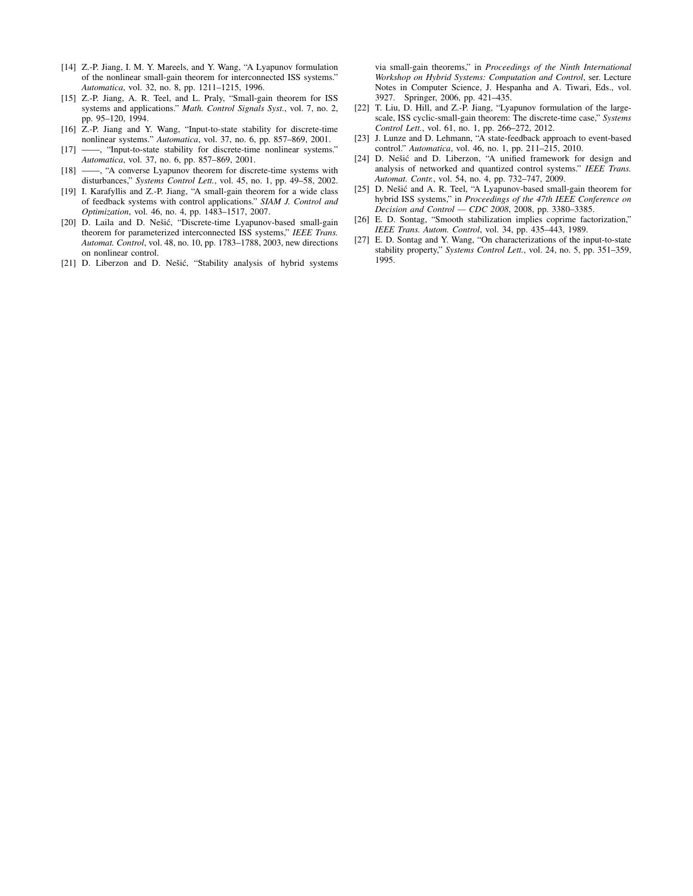[14] Z.-P. Jiang, I. M. Y. Mareels, and Y. Wang, "A Lyapunov formulation of the nonlinear small-gain theorem for interconnected ISS systems." *Automatica*, vol. 32, no. 8, pp. 1211–1215, 1996.

[15] Z.-P. Jiang, A. R. Teel, and L. Praly, "Small-gain theorem for ISS systems and applications." *Math. Control Signals Syst.*, vol. 7, no. 2, pp. 95–120, 1994.

[16] Z.-P. Jiang and Y. Wang, "Input-to-state stability for discrete-time nonlinear systems." *Automatica*, vol. 37, no. 6, pp. 857–869, 2001.

[17] ——, "Input-to-state stability for discrete-time nonlinear systems." *Automatica*, vol. 37, no. 6, pp. 857–869, 2001.

[18] ——, "A converse Lyapunov theorem for discrete-time systems with disturbances," *Systems Control Lett.*, vol. 45, no. 1, pp. 49–58, 2002.

[19] I. Karafyllis and Z.-P. Jiang, "A small-gain theorem for a wide class of feedback systems with control applications." *SIAM J. Control and Optimization*, vol. 46, no. 4, pp. 1483–1517, 2007.

[20] D. Laila and D. Nešić, "Discrete-time Lyapunov-based small-gain theorem for parameterized interconnected ISS systems," *IEEE Trans. Automat. Control*, vol. 48, no. 10, pp. 1783–1788, 2003, new directions on nonlinear control.

[21] D. Liberzon and D. Nešić, "Stability analysis of hybrid systems via small-gain theorems," in *Proceedings of the Ninth International Workshop on Hybrid Systems: Computation and Control*, ser. Lecture Notes in Computer Science, J. Hespanha and A. Tiwari, Eds., vol. 3927. Springer, 2006, pp. 421–435.

[22] T. Liu, D. Hill, and Z.-P. Jiang, "Lyapunov formulation of the large-scale, ISS cyclic-small-gain theorem: The discrete-time case," *Systems Control Lett.*, vol. 61, no. 1, pp. 266–272, 2012.

[23] J. Lunze and D. Lehmann, "A state-feedback approach to event-based control." *Automatica*, vol. 46, no. 1, pp. 211–215, 2010.

[24] D. Nešić and D. Liberzon, "A unified framework for design and analysis of networked and quantized control systems." *IEEE Trans. Automat. Contr.*, vol. 54, no. 4, pp. 732–747, 2009.

[25] D. Nešić and A. R. Teel, "A Lyapunov-based small-gain theorem for hybrid ISS systems," in *Proceedings of the 47th IEEE Conference on Decision and Control — CDC 2008*, 2008, pp. 3380–3385.

[26] E. D. Sontag, "Smooth stabilization implies coprime factorization," *IEEE Trans. Autom. Control*, vol. 34, pp. 435–443, 1989.

[27] E. D. Sontag and Y. Wang, "On characterizations of the input-to-state stability property," *Systems Control Lett.*, vol. 24, no. 5, pp. 351–359, 1995.